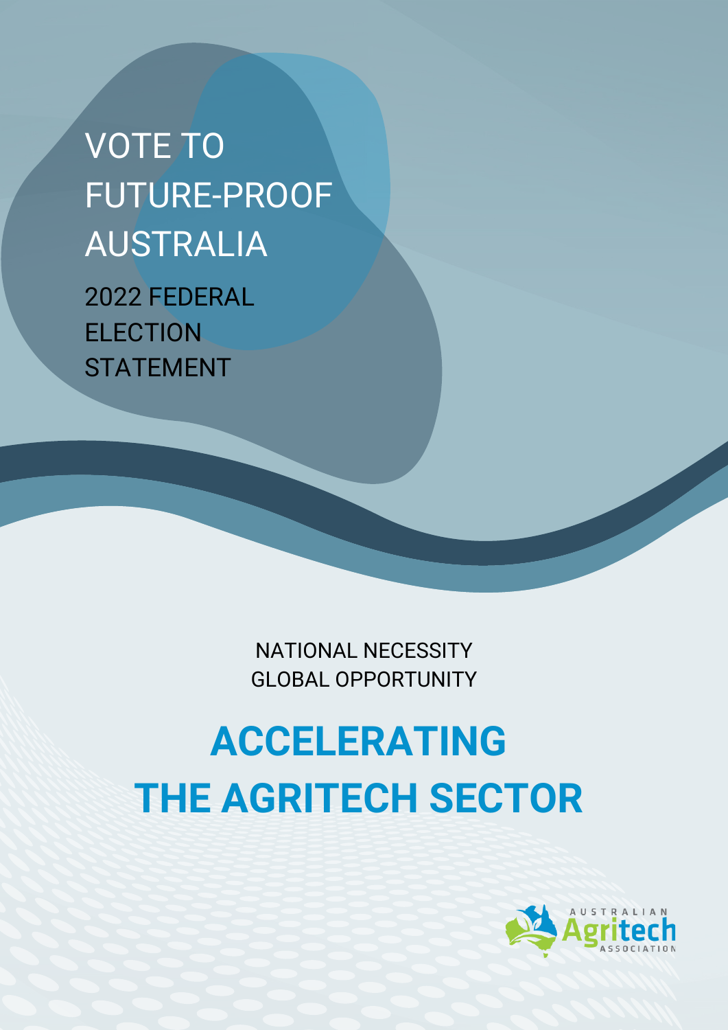# VOTE TO FUTURE-PROOF AUSTRALIA

2022 FEDERAL ELECTION STATEMENT

NATIONAL NECESSITY
GLOBAL OPPORTUNITY

# ACCELERATING THE AGRITECH SECTOR

AUSTRALIAN Agritech ASSOCIATION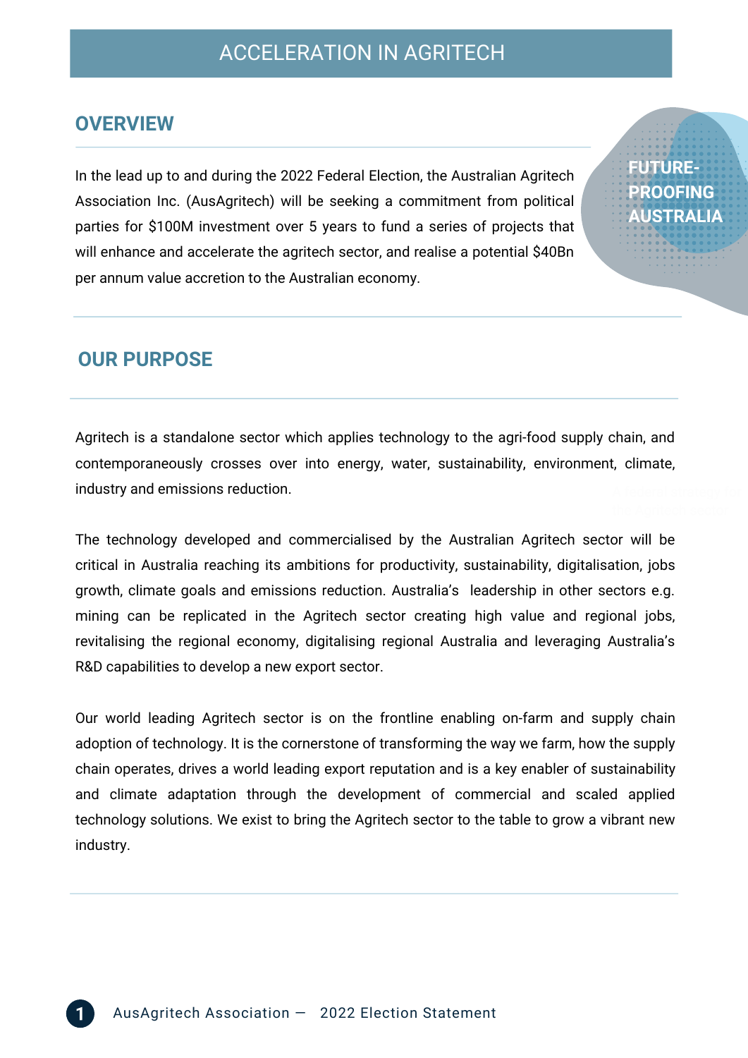# ACCELERATION IN AGRITECH

## OVERVIEW

In the lead up to and during the 2022 Federal Election, the Australian Agritech Association Inc. (AusAgritech) will be seeking a commitment from political parties for $100M investment over 5 years to fund a series of projects that will enhance and accelerate the agritech sector, and realise a potential $40Bn per annum value accretion to the Australian economy.

**FUTURE-PROOFING AUSTRALIA**

## OUR PURPOSE

Agritech is a standalone sector which applies technology to the agri-food supply chain, and contemporaneously crosses over into energy, water, sustainability, environment, climate, industry and emissions reduction.

The technology developed and commercialised by the Australian Agritech sector will be critical in Australia reaching its ambitions for productivity, sustainability, digitalisation, jobs growth, climate goals and emissions reduction. Australia's leadership in other sectors e.g. mining can be replicated in the Agritech sector creating high value and regional jobs, revitalising the regional economy, digitalising regional Australia and leveraging Australia's R&D capabilities to develop a new export sector.

Our world leading Agritech sector is on the frontline enabling on-farm and supply chain adoption of technology. It is the cornerstone of transforming the way we farm, how the supply chain operates, drives a world leading export reputation and is a key enabler of sustainability and climate adaptation through the development of commercial and scaled applied technology solutions. We exist to bring the Agritech sector to the table to grow a vibrant new industry.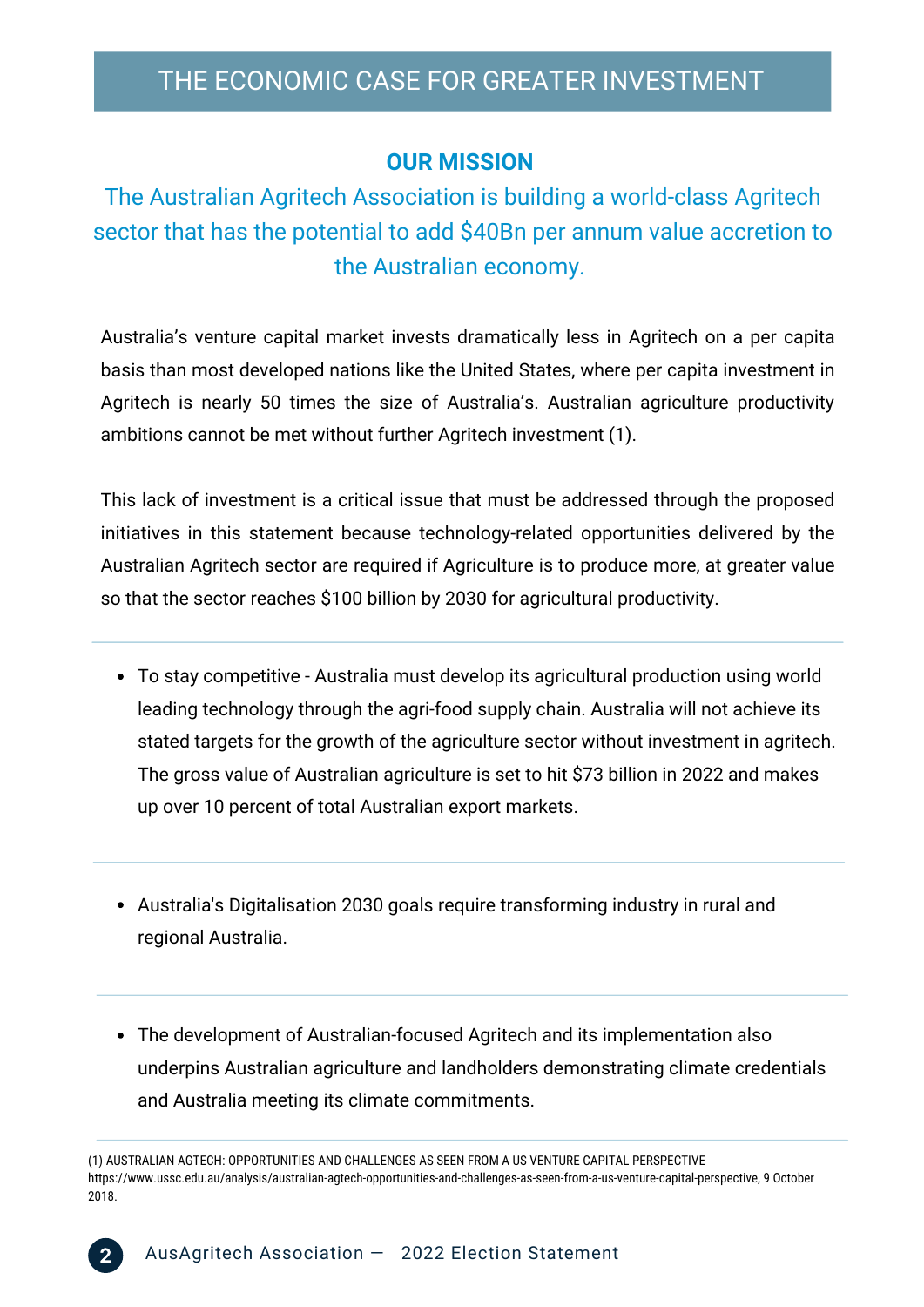# THE ECONOMIC CASE FOR GREATER INVESTMENT

## OUR MISSION

The Australian Agritech Association is building a world-class Agritech sector that has the potential to add $40Bn per annum value accretion to the Australian economy.

Australia's venture capital market invests dramatically less in Agritech on a per capita basis than most developed nations like the United States, where per capita investment in Agritech is nearly 50 times the size of Australia's. Australian agriculture productivity ambitions cannot be met without further Agritech investment (1).

This lack of investment is a critical issue that must be addressed through the proposed initiatives in this statement because technology-related opportunities delivered by the Australian Agritech sector are required if Agriculture is to produce more, at greater value so that the sector reaches $100 billion by 2030 for agricultural productivity.

---

- To stay competitive - Australia must develop its agricultural production using world leading technology through the agri-food supply chain. Australia will not achieve its stated targets for the growth of the agriculture sector without investment in agritech. The gross value of Australian agriculture is set to hit $73 billion in 2022 and makes up over 10 percent of total Australian export markets.

---

- Australia's Digitalisation 2030 goals require transforming industry in rural and regional Australia.

---

- The development of Australian-focused Agritech and its implementation also underpins Australian agriculture and landholders demonstrating climate credentials and Australia meeting its climate commitments.

---

(1) AUSTRALIAN AGTECH: OPPORTUNITIES AND CHALLENGES AS SEEN FROM A US VENTURE CAPITAL PERSPECTIVE https://www.ussc.edu.au/analysis/australian-agtech-opportunities-and-challenges-as-seen-from-a-us-venture-capital-perspective, 9 October 2018.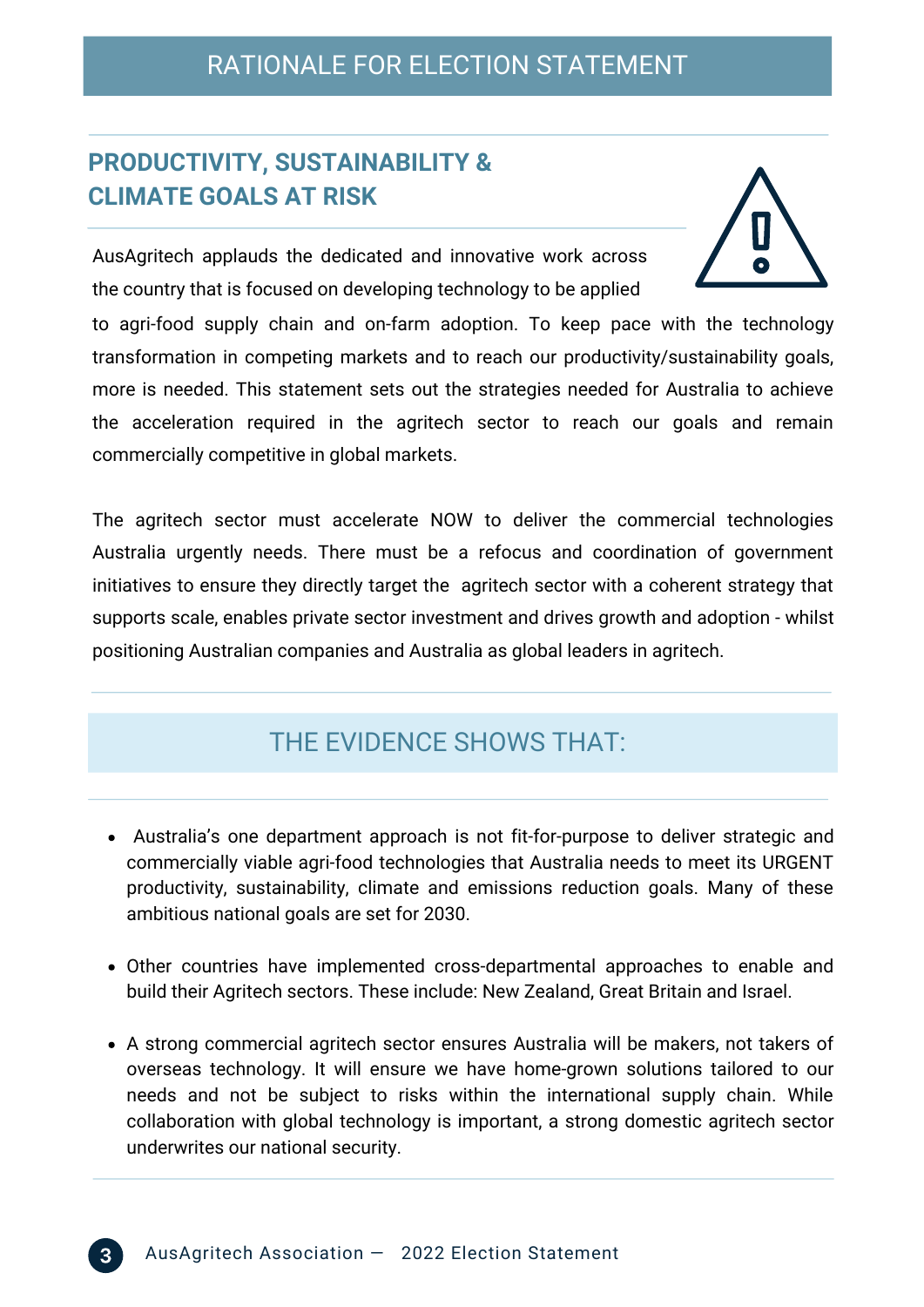# RATIONALE FOR ELECTION STATEMENT

## PRODUCTIVITY, SUSTAINABILITY & CLIMATE GOALS AT RISK

AusAgritech applauds the dedicated and innovative work across the country that is focused on developing technology to be applied to agri-food supply chain and on-farm adoption. To keep pace with the technology transformation in competing markets and to reach our productivity/sustainability goals, more is needed. This statement sets out the strategies needed for Australia to achieve the acceleration required in the agritech sector to reach our goals and remain commercially competitive in global markets.

The agritech sector must accelerate NOW to deliver the commercial technologies Australia urgently needs. There must be a refocus and coordination of government initiatives to ensure they directly target the agritech sector with a coherent strategy that supports scale, enables private sector investment and drives growth and adoption - whilst positioning Australian companies and Australia as global leaders in agritech.

## THE EVIDENCE SHOWS THAT:

- Australia's one department approach is not fit-for-purpose to deliver strategic and commercially viable agri-food technologies that Australia needs to meet its URGENT productivity, sustainability, climate and emissions reduction goals. Many of these ambitious national goals are set for 2030.
- Other countries have implemented cross-departmental approaches to enable and build their Agritech sectors. These include: New Zealand, Great Britain and Israel.
- A strong commercial agritech sector ensures Australia will be makers, not takers of overseas technology. It will ensure we have home-grown solutions tailored to our needs and not be subject to risks within the international supply chain. While collaboration with global technology is important, a strong domestic agritech sector underwrites our national security.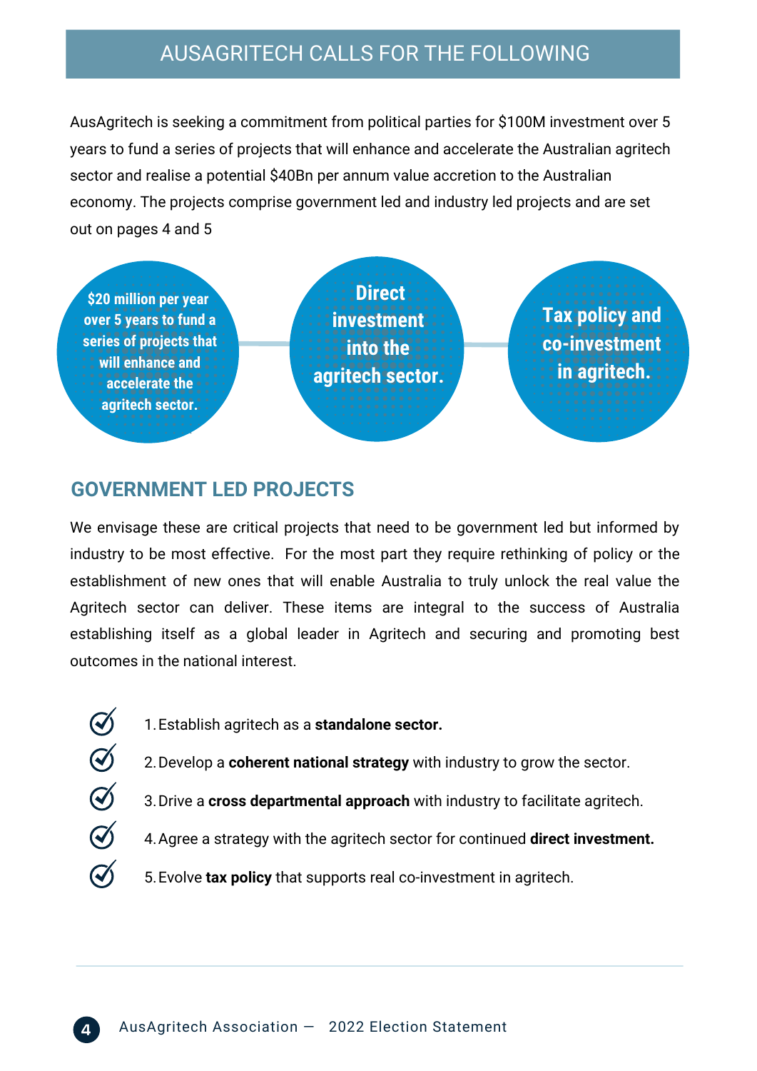## AUSAGRITECH CALLS FOR THE FOLLOWING

AusAgritech is seeking a commitment from political parties for $100M investment over 5 years to fund a series of projects that will enhance and accelerate the Australian agritech sector and realise a potential $40Bn per annum value accretion to the Australian economy. The projects comprise government led and industry led projects and are set out on pages 4 and 5

**$20 million per year over 5 years to fund a series of projects that will enhance and accelerate the agritech sector.**

**Direct investment into the agritech sector.**

**Tax policy and co-investment in agritech.**

## GOVERNMENT LED PROJECTS

We envisage these are critical projects that need to be government led but informed by industry to be most effective. For the most part they require rethinking of policy or the establishment of new ones that will enable Australia to truly unlock the real value the Agritech sector can deliver. These items are integral to the success of Australia establishing itself as a global leader in Agritech and securing and promoting best outcomes in the national interest.

1. Establish agritech as a **standalone sector.**
2. Develop a **coherent national strategy** with industry to grow the sector.
3. Drive a **cross departmental approach** with industry to facilitate agritech.
4. Agree a strategy with the agritech sector for continued **direct investment.**
5. Evolve **tax policy** that supports real co-investment in agritech.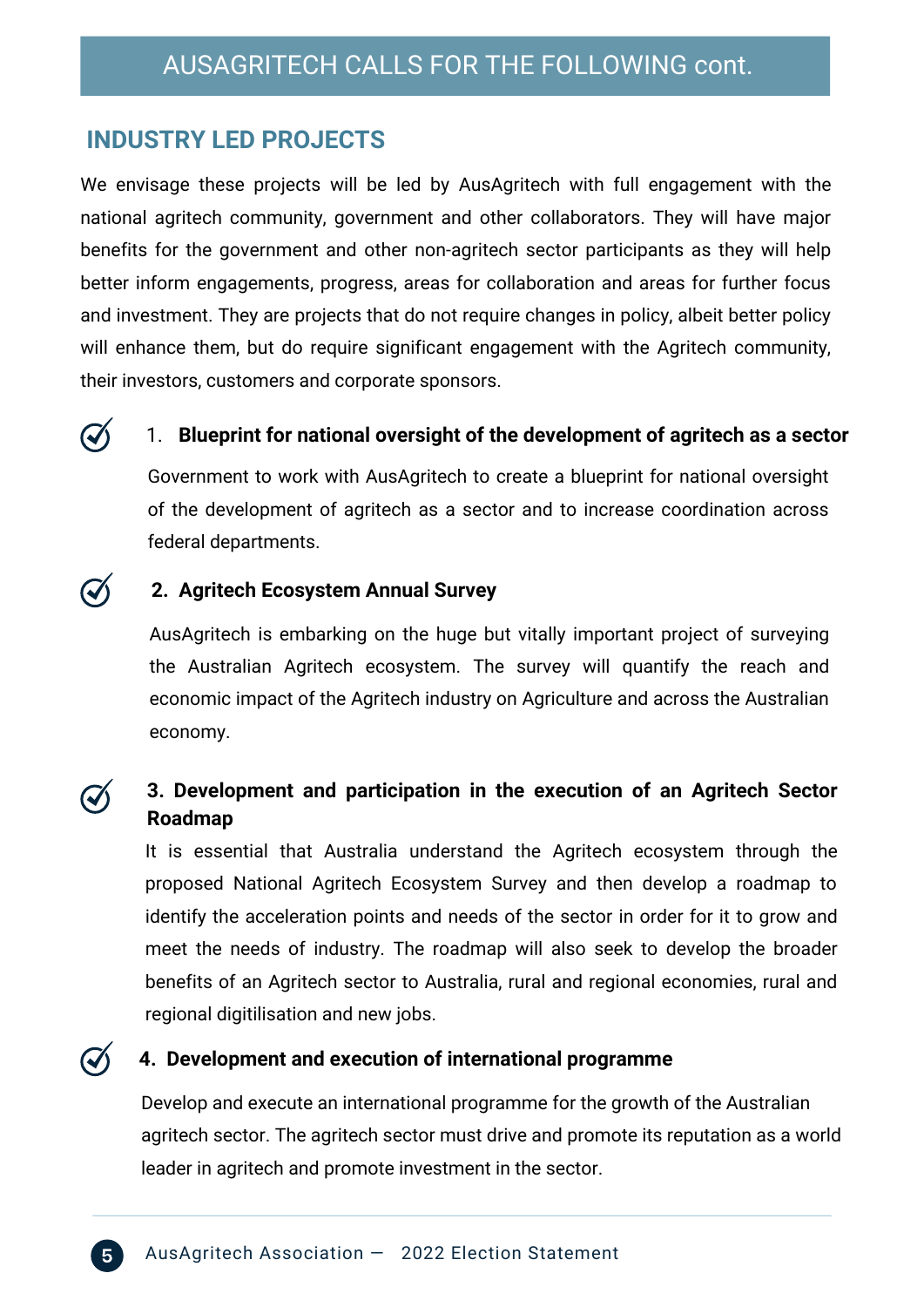# AUSAGRITECH CALLS FOR THE FOLLOWING cont.

## INDUSTRY LED PROJECTS

We envisage these projects will be led by AusAgritech with full engagement with the national agritech community, government and other collaborators. They will have major benefits for the government and other non-agritech sector participants as they will help better inform engagements, progress, areas for collaboration and areas for further focus and investment. They are projects that do not require changes in policy, albeit better policy will enhance them, but do require significant engagement with the Agritech community, their investors, customers and corporate sponsors.

1. **Blueprint for national oversight of the development of agritech as a sector**

   Government to work with AusAgritech to create a blueprint for national oversight of the development of agritech as a sector and to increase coordination across federal departments.

2. **Agritech Ecosystem Annual Survey**

   AusAgritech is embarking on the huge but vitally important project of surveying the Australian Agritech ecosystem. The survey will quantify the reach and economic impact of the Agritech industry on Agriculture and across the Australian economy.

3. **Development and participation in the execution of an Agritech Sector Roadmap**

   It is essential that Australia understand the Agritech ecosystem through the proposed National Agritech Ecosystem Survey and then develop a roadmap to identify the acceleration points and needs of the sector in order for it to grow and meet the needs of industry. The roadmap will also seek to develop the broader benefits of an Agritech sector to Australia, rural and regional economies, rural and regional digitilisation and new jobs.

4. **Development and execution of international programme**

   Develop and execute an international programme for the growth of the Australian agritech sector. The agritech sector must drive and promote its reputation as a world leader in agritech and promote investment in the sector.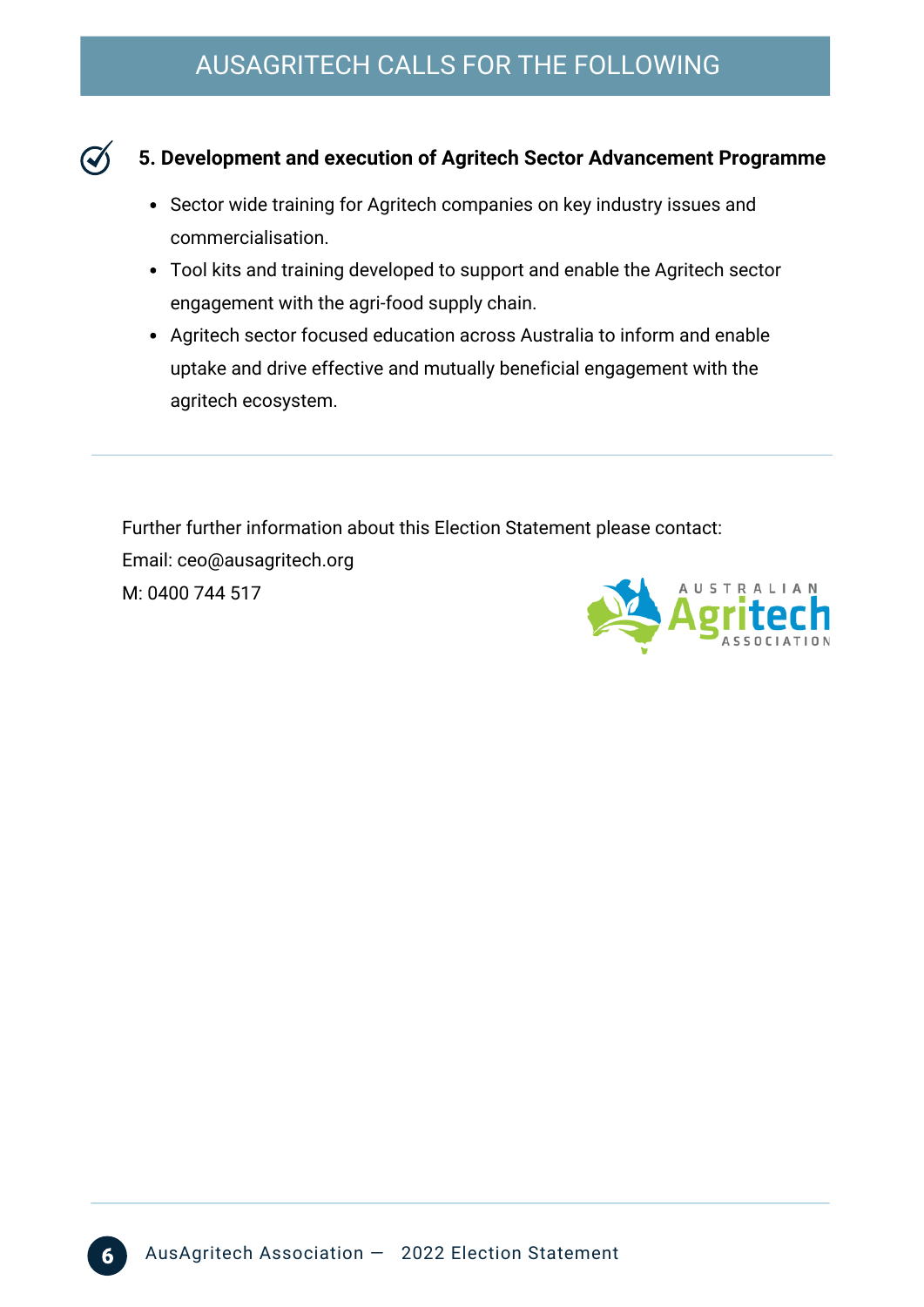## AUSAGRITECH CALLS FOR THE FOLLOWING

### 5. Development and execution of Agritech Sector Advancement Programme

- Sector wide training for Agritech companies on key industry issues and commercialisation.
- Tool kits and training developed to support and enable the Agritech sector engagement with the agri-food supply chain.
- Agritech sector focused education across Australia to inform and enable uptake and drive effective and mutually beneficial engagement with the agritech ecosystem.

---

Further further information about this Election Statement please contact:
Email: ceo@ausagritech.org
M: 0400 744 517

AUSTRALIAN Agritech ASSOCIATION